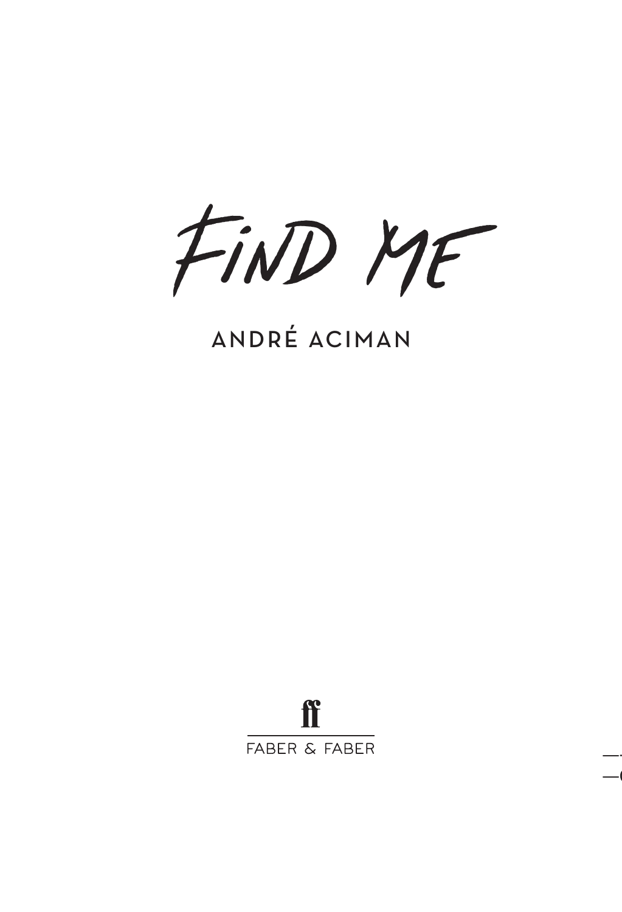# FIND ME

ANDRÉ ACIMAN

ff

FABER & FABER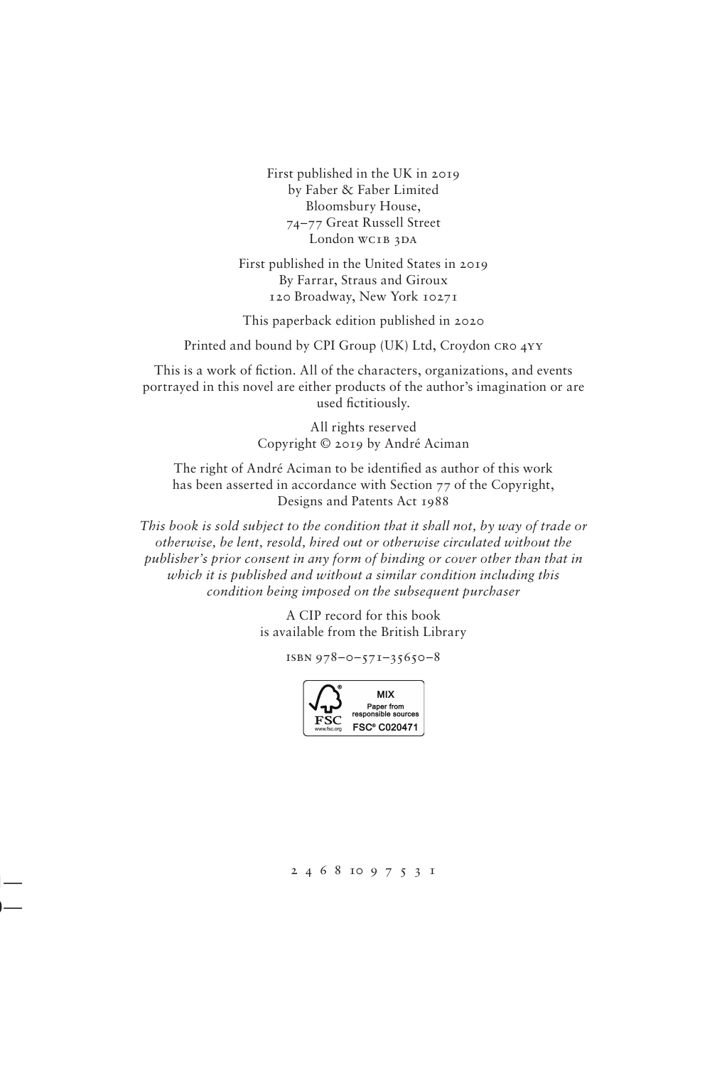First published in the UK in 2019
by Faber & Faber Limited
Bloomsbury House,
74–77 Great Russell Street
London WC1B 3DA

First published in the United States in 2019
By Farrar, Straus and Giroux
120 Broadway, New York 10271

This paperback edition published in 2020

Printed and bound by CPI Group (UK) Ltd, Croydon CR0 4YY

This is a work of fiction. All of the characters, organizations, and events portrayed in this novel are either products of the author's imagination or are used fictitiously.

All rights reserved
Copyright © 2019 by André Aciman

The right of André Aciman to be identified as author of this work has been asserted in accordance with Section 77 of the Copyright, Designs and Patents Act 1988

*This book is sold subject to the condition that it shall not, by way of trade or otherwise, be lent, resold, hired out or otherwise circulated without the publisher's prior consent in any form of binding or cover other than that in which it is published and without a similar condition including this condition being imposed on the subsequent purchaser*

A CIP record for this book
is available from the British Library

ISBN 978–0–571–35650–8

MIX
Paper from responsible sources
FSC® C020471

2 4 6 8 10 9 7 5 3 1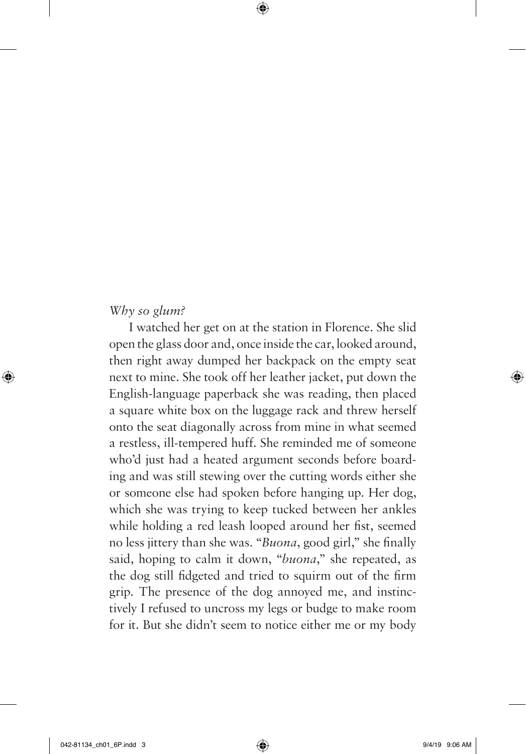*Why so glum?*

I watched her get on at the station in Florence. She slid open the glass door and, once inside the car, looked around, then right away dumped her backpack on the empty seat next to mine. She took off her leather jacket, put down the English-language paperback she was reading, then placed a square white box on the luggage rack and threw herself onto the seat diagonally across from mine in what seemed a restless, ill-tempered huff. She reminded me of someone who'd just had a heated argument seconds before boarding and was still stewing over the cutting words either she or someone else had spoken before hanging up. Her dog, which she was trying to keep tucked between her ankles while holding a red leash looped around her fist, seemed no less jittery than she was. "*Buona*, good girl," she finally said, hoping to calm it down, "*buona*," she repeated, as the dog still fidgeted and tried to squirm out of the firm grip. The presence of the dog annoyed me, and instinctively I refused to uncross my legs or budge to make room for it. But she didn't seem to notice either me or my body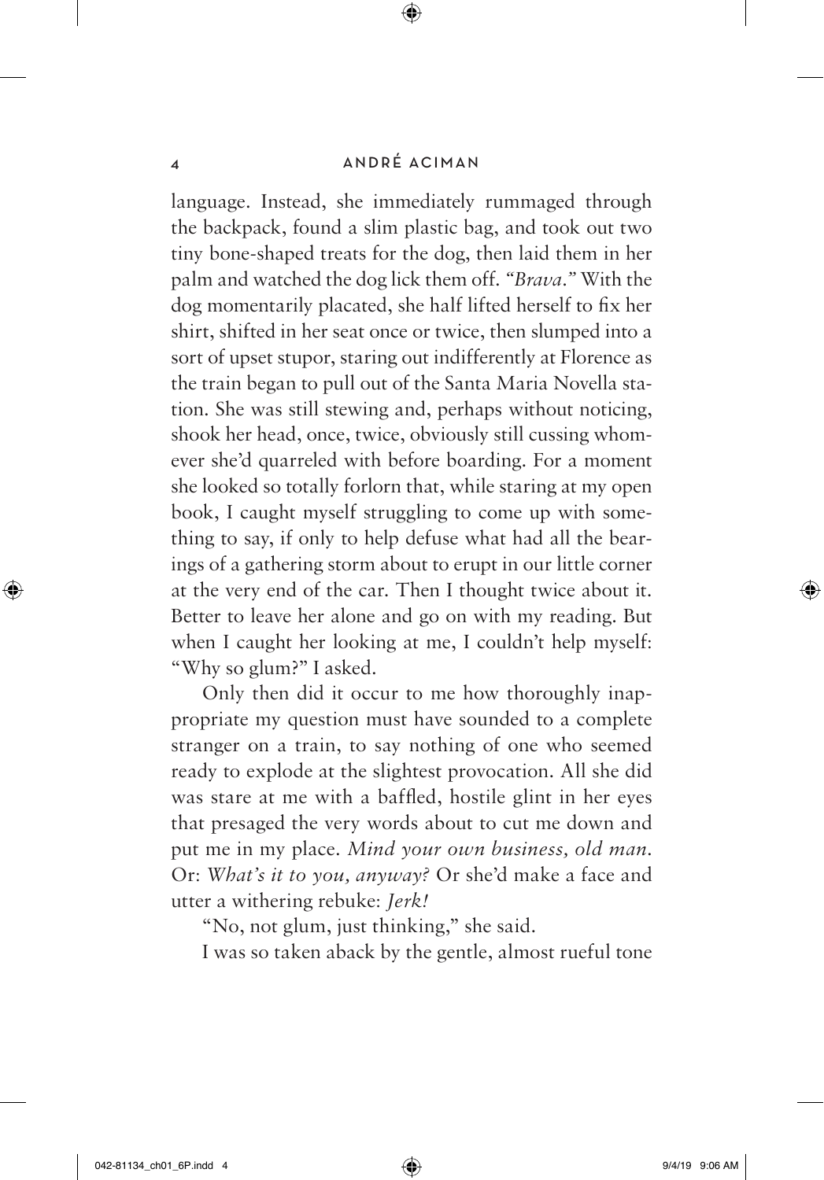language. Instead, she immediately rummaged through the backpack, found a slim plastic bag, and took out two tiny bone-shaped treats for the dog, then laid them in her palm and watched the dog lick them off. *"Brava."* With the dog momentarily placated, she half lifted herself to fix her shirt, shifted in her seat once or twice, then slumped into a sort of upset stupor, staring out indifferently at Florence as the train began to pull out of the Santa Maria Novella station. She was still stewing and, perhaps without noticing, shook her head, once, twice, obviously still cussing whomever she'd quarreled with before boarding. For a moment she looked so totally forlorn that, while staring at my open book, I caught myself struggling to come up with something to say, if only to help defuse what had all the bearings of a gathering storm about to erupt in our little corner at the very end of the car. Then I thought twice about it. Better to leave her alone and go on with my reading. But when I caught her looking at me, I couldn't help myself: "Why so glum?" I asked.

Only then did it occur to me how thoroughly inappropriate my question must have sounded to a complete stranger on a train, to say nothing of one who seemed ready to explode at the slightest provocation. All she did was stare at me with a baffled, hostile glint in her eyes that presaged the very words about to cut me down and put me in my place. *Mind your own business, old man.* Or: *What's it to you, anyway?* Or she'd make a face and utter a withering rebuke: *Jerk!*

"No, not glum, just thinking," she said.

I was so taken aback by the gentle, almost rueful tone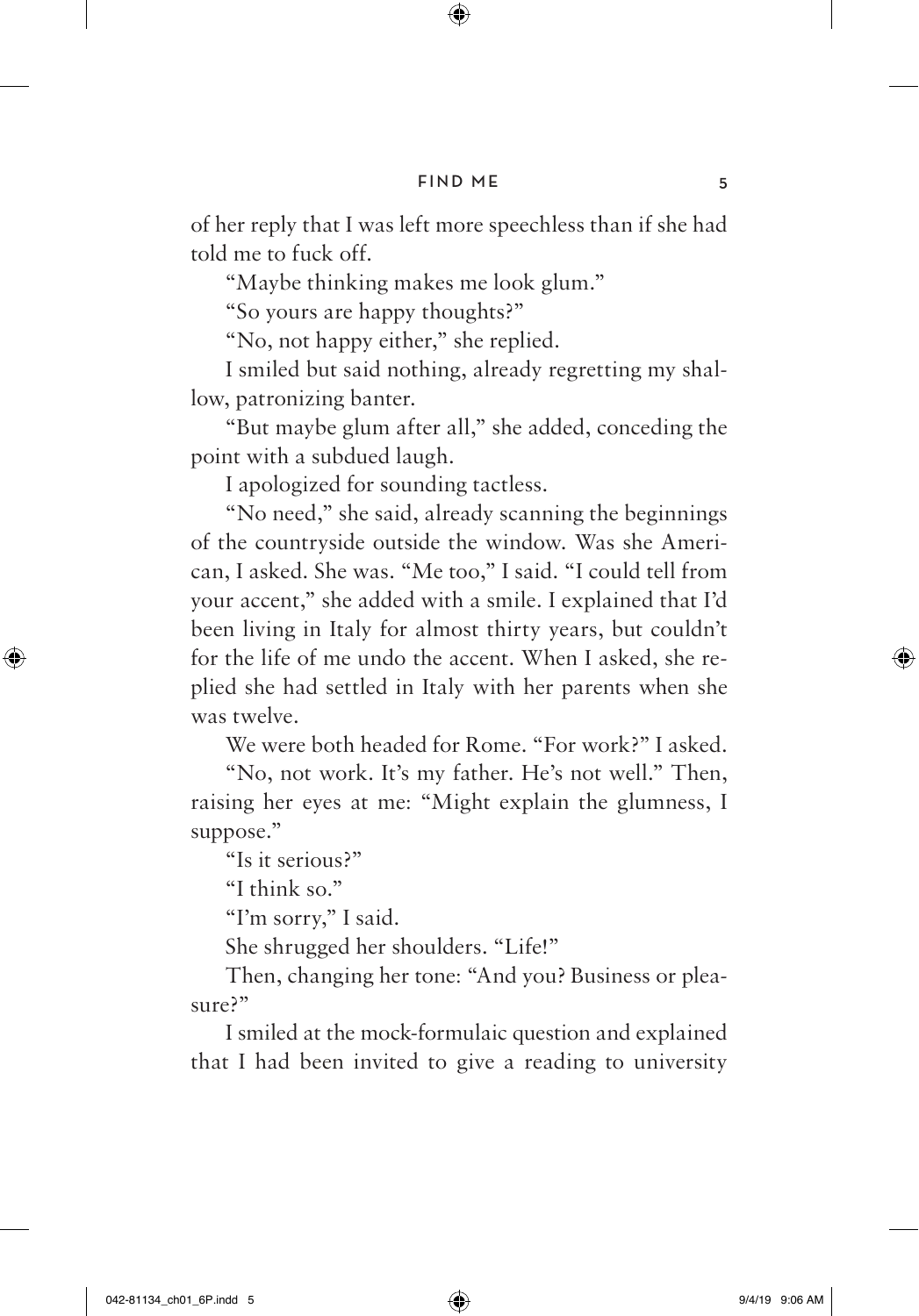of her reply that I was left more speechless than if she had told me to fuck off.

"Maybe thinking makes me look glum."

"So yours are happy thoughts?"

"No, not happy either," she replied.

I smiled but said nothing, already regretting my shallow, patronizing banter.

"But maybe glum after all," she added, conceding the point with a subdued laugh.

I apologized for sounding tactless.

"No need," she said, already scanning the beginnings of the countryside outside the window. Was she American, I asked. She was. "Me too," I said. "I could tell from your accent," she added with a smile. I explained that I'd been living in Italy for almost thirty years, but couldn't for the life of me undo the accent. When I asked, she replied she had settled in Italy with her parents when she was twelve.

We were both headed for Rome. "For work?" I asked.

"No, not work. It's my father. He's not well." Then, raising her eyes at me: "Might explain the glumness, I suppose."

"Is it serious?"

"I think so."

"I'm sorry," I said.

She shrugged her shoulders. "Life!"

Then, changing her tone: "And you? Business or pleasure?"

I smiled at the mock-formulaic question and explained that I had been invited to give a reading to university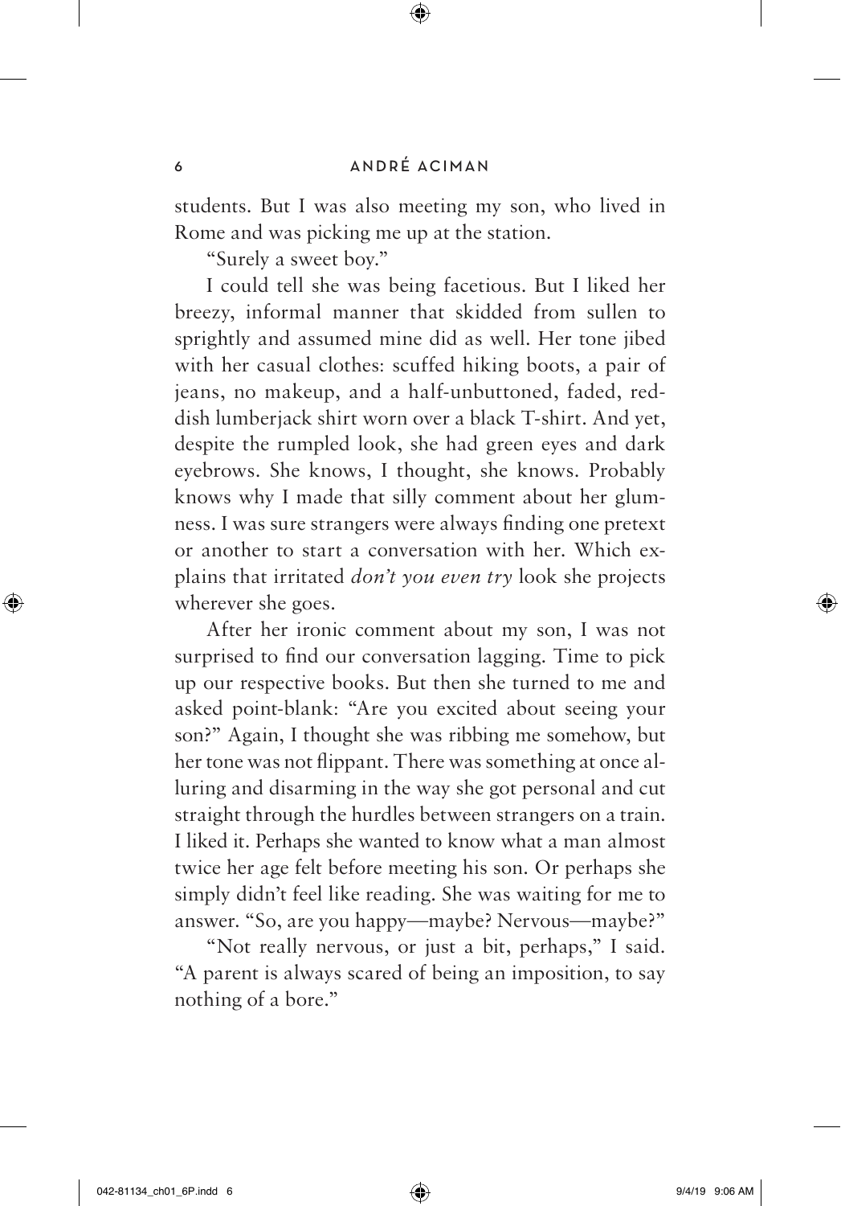students. But I was also meeting my son, who lived in Rome and was picking me up at the station.

"Surely a sweet boy."

I could tell she was being facetious. But I liked her breezy, informal manner that skidded from sullen to sprightly and assumed mine did as well. Her tone jibed with her casual clothes: scuffed hiking boots, a pair of jeans, no makeup, and a half-unbuttoned, faded, reddish lumberjack shirt worn over a black T-shirt. And yet, despite the rumpled look, she had green eyes and dark eyebrows. She knows, I thought, she knows. Probably knows why I made that silly comment about her glumness. I was sure strangers were always finding one pretext or another to start a conversation with her. Which explains that irritated *don't you even try* look she projects wherever she goes.

After her ironic comment about my son, I was not surprised to find our conversation lagging. Time to pick up our respective books. But then she turned to me and asked point-blank: "Are you excited about seeing your son?" Again, I thought she was ribbing me somehow, but her tone was not flippant. There was something at once alluring and disarming in the way she got personal and cut straight through the hurdles between strangers on a train. I liked it. Perhaps she wanted to know what a man almost twice her age felt before meeting his son. Or perhaps she simply didn't feel like reading. She was waiting for me to answer. "So, are you happy—maybe? Nervous—maybe?"

"Not really nervous, or just a bit, perhaps," I said. "A parent is always scared of being an imposition, to say nothing of a bore."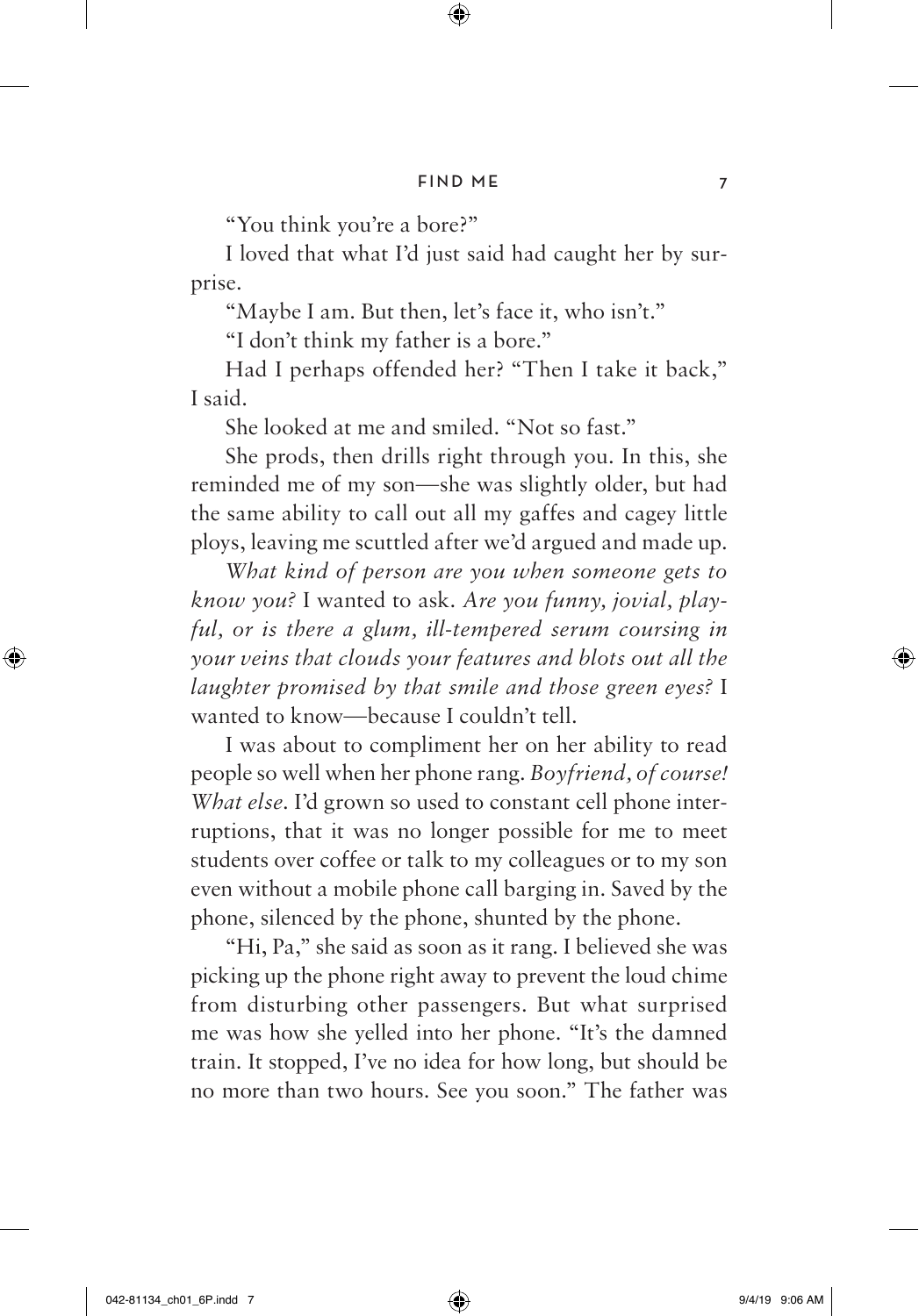"You think you're a bore?"

I loved that what I'd just said had caught her by surprise.

"Maybe I am. But then, let's face it, who isn't."

"I don't think my father is a bore."

Had I perhaps offended her? "Then I take it back," I said.

She looked at me and smiled. "Not so fast."

She prods, then drills right through you. In this, she reminded me of my son—she was slightly older, but had the same ability to call out all my gaffes and cagey little ploys, leaving me scuttled after we'd argued and made up.

*What kind of person are you when someone gets to know you?* I wanted to ask. *Are you funny, jovial, playful, or is there a glum, ill-tempered serum coursing in your veins that clouds your features and blots out all the laughter promised by that smile and those green eyes?* I wanted to know—because I couldn't tell.

I was about to compliment her on her ability to read people so well when her phone rang. *Boyfriend, of course! What else.* I'd grown so used to constant cell phone interruptions, that it was no longer possible for me to meet students over coffee or talk to my colleagues or to my son even without a mobile phone call barging in. Saved by the phone, silenced by the phone, shunted by the phone.

"Hi, Pa," she said as soon as it rang. I believed she was picking up the phone right away to prevent the loud chime from disturbing other passengers. But what surprised me was how she yelled into her phone. "It's the damned train. It stopped, I've no idea for how long, but should be no more than two hours. See you soon." The father was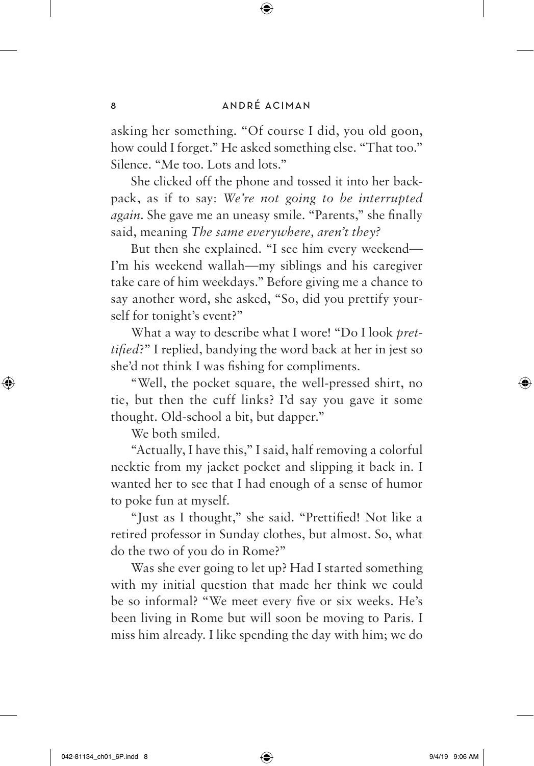asking her something. "Of course I did, you old goon, how could I forget." He asked something else. "That too." Silence. "Me too. Lots and lots."

She clicked off the phone and tossed it into her backpack, as if to say: *We're not going to be interrupted again*. She gave me an uneasy smile. "Parents," she finally said, meaning *The same everywhere, aren't they?*

But then she explained. "I see him every weekend—I'm his weekend wallah—my siblings and his caregiver take care of him weekdays." Before giving me a chance to say another word, she asked, "So, did you prettify yourself for tonight's event?"

What a way to describe what I wore! "Do I look *prettified*?" I replied, bandying the word back at her in jest so she'd not think I was fishing for compliments.

"Well, the pocket square, the well-pressed shirt, no tie, but then the cuff links? I'd say you gave it some thought. Old-school a bit, but dapper."

We both smiled.

"Actually, I have this," I said, half removing a colorful necktie from my jacket pocket and slipping it back in. I wanted her to see that I had enough of a sense of humor to poke fun at myself.

"Just as I thought," she said. "Prettified! Not like a retired professor in Sunday clothes, but almost. So, what do the two of you do in Rome?"

Was she ever going to let up? Had I started something with my initial question that made her think we could be so informal? "We meet every five or six weeks. He's been living in Rome but will soon be moving to Paris. I miss him already. I like spending the day with him; we do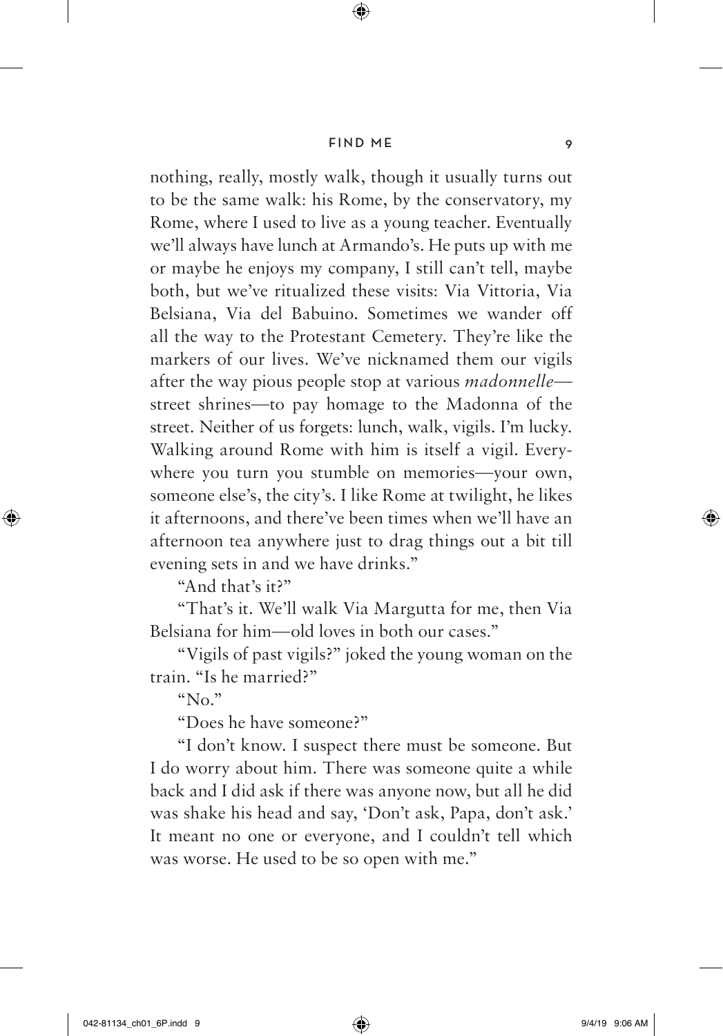nothing, really, mostly walk, though it usually turns out to be the same walk: his Rome, by the conservatory, my Rome, where I used to live as a young teacher. Eventually we'll always have lunch at Armando's. He puts up with me or maybe he enjoys my company, I still can't tell, maybe both, but we've ritualized these visits: Via Vittoria, Via Belsiana, Via del Babuino. Sometimes we wander off all the way to the Protestant Cemetery. They're like the markers of our lives. We've nicknamed them our vigils after the way pious people stop at various *madonnelle*—street shrines—to pay homage to the Madonna of the street. Neither of us forgets: lunch, walk, vigils. I'm lucky. Walking around Rome with him is itself a vigil. Everywhere you turn you stumble on memories—your own, someone else's, the city's. I like Rome at twilight, he likes it afternoons, and there've been times when we'll have an afternoon tea anywhere just to drag things out a bit till evening sets in and we have drinks."

"And that's it?"

"That's it. We'll walk Via Margutta for me, then Via Belsiana for him—old loves in both our cases."

"Vigils of past vigils?" joked the young woman on the train. "Is he married?"

"No."

"Does he have someone?"

"I don't know. I suspect there must be someone. But I do worry about him. There was someone quite a while back and I did ask if there was anyone now, but all he did was shake his head and say, 'Don't ask, Papa, don't ask.' It meant no one or everyone, and I couldn't tell which was worse. He used to be so open with me."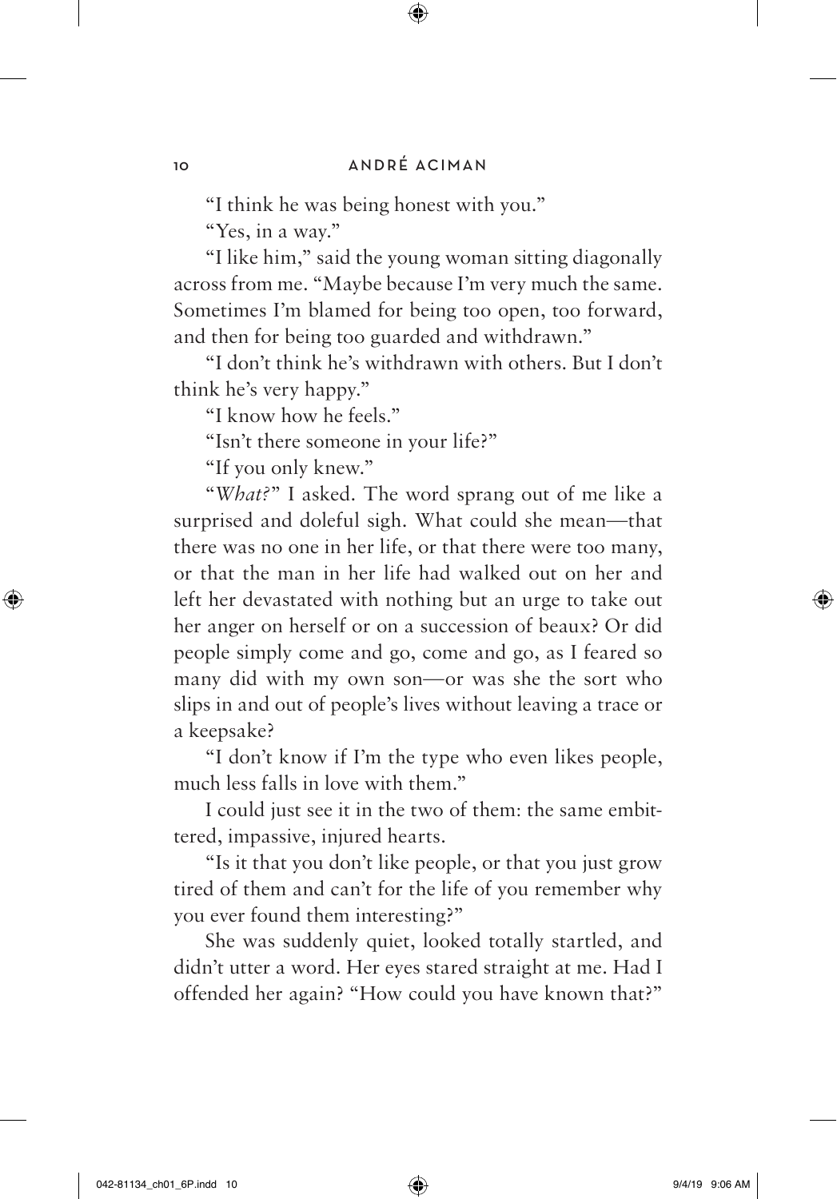"I think he was being honest with you."

"Yes, in a way."

"I like him," said the young woman sitting diagonally across from me. "Maybe because I'm very much the same. Sometimes I'm blamed for being too open, too forward, and then for being too guarded and withdrawn."

"I don't think he's withdrawn with others. But I don't think he's very happy."

"I know how he feels."

"Isn't there someone in your life?"

"If you only knew."

"*What?*" I asked. The word sprang out of me like a surprised and doleful sigh. What could she mean—that there was no one in her life, or that there were too many, or that the man in her life had walked out on her and left her devastated with nothing but an urge to take out her anger on herself or on a succession of beaux? Or did people simply come and go, come and go, as I feared so many did with my own son—or was she the sort who slips in and out of people's lives without leaving a trace or a keepsake?

"I don't know if I'm the type who even likes people, much less falls in love with them."

I could just see it in the two of them: the same embittered, impassive, injured hearts.

"Is it that you don't like people, or that you just grow tired of them and can't for the life of you remember why you ever found them interesting?"

She was suddenly quiet, looked totally startled, and didn't utter a word. Her eyes stared straight at me. Had I offended her again? "How could you have known that?"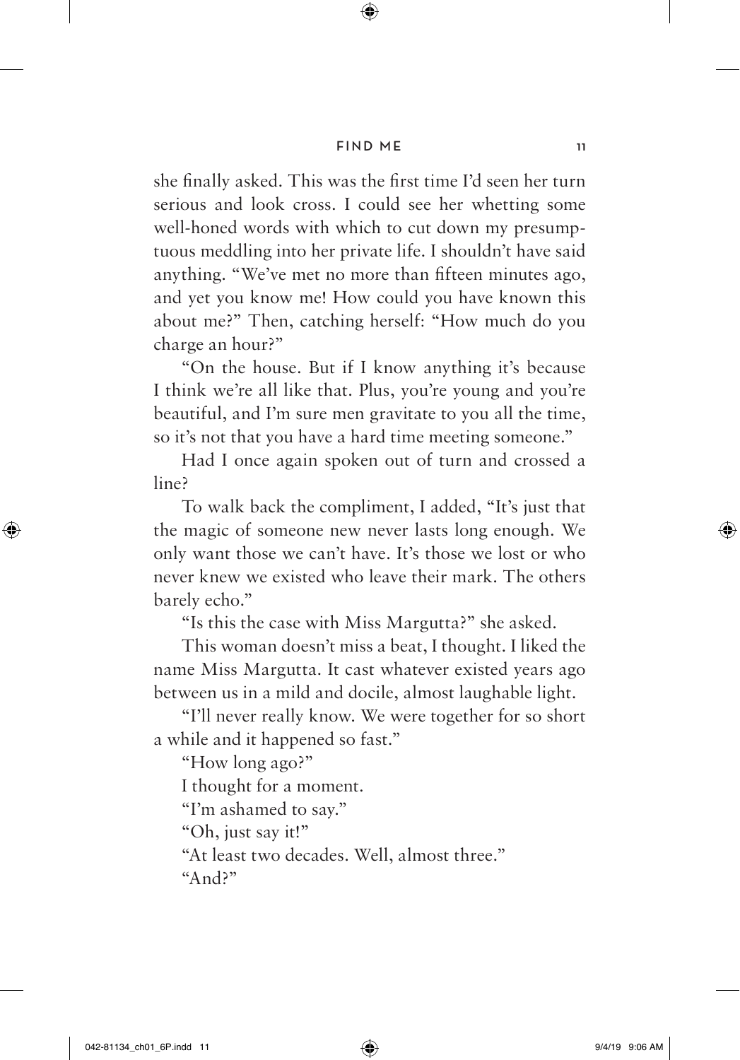she finally asked. This was the first time I'd seen her turn serious and look cross. I could see her whetting some well-honed words with which to cut down my presumptuous meddling into her private life. I shouldn't have said anything. "We've met no more than fifteen minutes ago, and yet you know me! How could you have known this about me?" Then, catching herself: "How much do you charge an hour?"

"On the house. But if I know anything it's because I think we're all like that. Plus, you're young and you're beautiful, and I'm sure men gravitate to you all the time, so it's not that you have a hard time meeting someone."

Had I once again spoken out of turn and crossed a line?

To walk back the compliment, I added, "It's just that the magic of someone new never lasts long enough. We only want those we can't have. It's those we lost or who never knew we existed who leave their mark. The others barely echo."

"Is this the case with Miss Margutta?" she asked.

This woman doesn't miss a beat, I thought. I liked the name Miss Margutta. It cast whatever existed years ago between us in a mild and docile, almost laughable light.

"I'll never really know. We were together for so short a while and it happened so fast."

"How long ago?"

I thought for a moment.

"I'm ashamed to say."

"Oh, just say it!"

"At least two decades. Well, almost three."

"And?"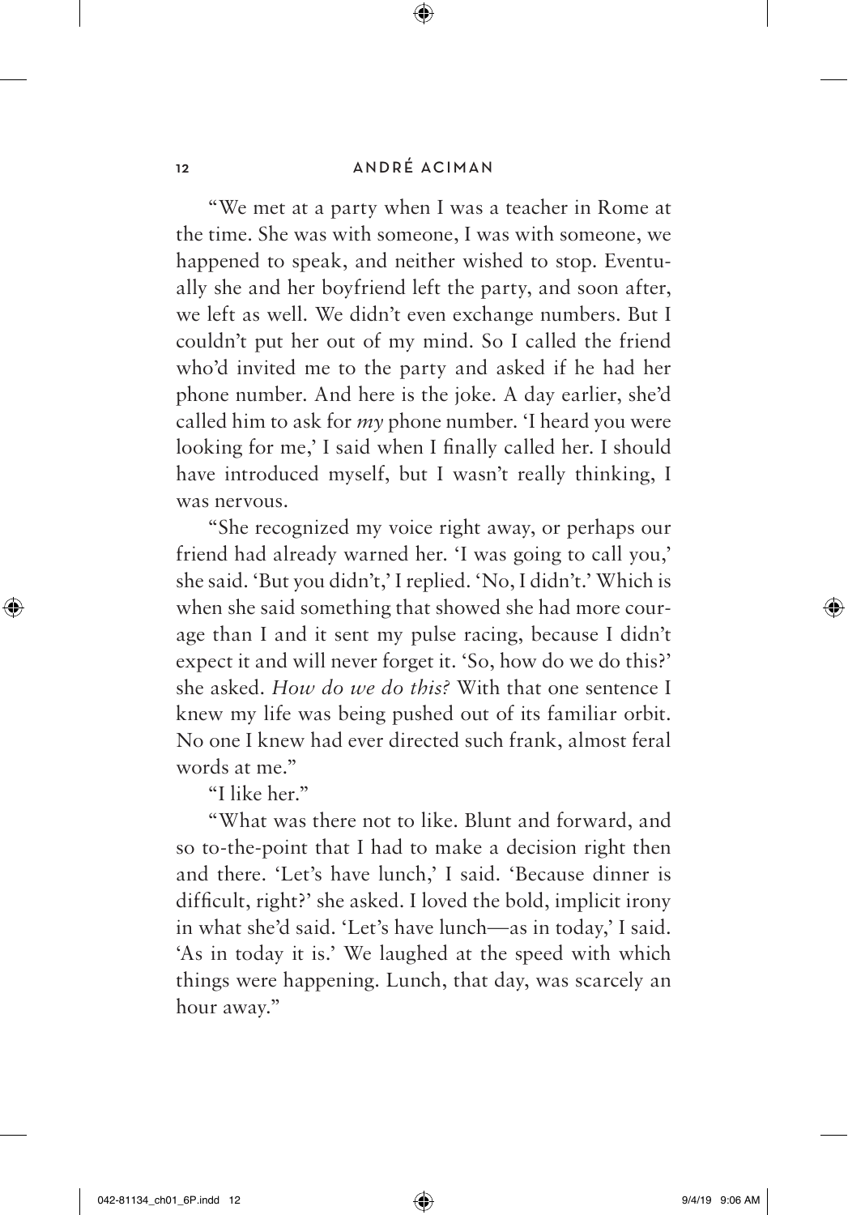"We met at a party when I was a teacher in Rome at the time. She was with someone, I was with someone, we happened to speak, and neither wished to stop. Eventually she and her boyfriend left the party, and soon after, we left as well. We didn't even exchange numbers. But I couldn't put her out of my mind. So I called the friend who'd invited me to the party and asked if he had her phone number. And here is the joke. A day earlier, she'd called him to ask for *my* phone number. 'I heard you were looking for me,' I said when I finally called her. I should have introduced myself, but I wasn't really thinking, I was nervous.

"She recognized my voice right away, or perhaps our friend had already warned her. 'I was going to call you,' she said. 'But you didn't,' I replied. 'No, I didn't.' Which is when she said something that showed she had more courage than I and it sent my pulse racing, because I didn't expect it and will never forget it. 'So, how do we do this?' she asked. *How do we do this?* With that one sentence I knew my life was being pushed out of its familiar orbit. No one I knew had ever directed such frank, almost feral words at me."

"I like her."

"What was there not to like. Blunt and forward, and so to-the-point that I had to make a decision right then and there. 'Let's have lunch,' I said. 'Because dinner is difficult, right?' she asked. I loved the bold, implicit irony in what she'd said. 'Let's have lunch—as in today,' I said. 'As in today it is.' We laughed at the speed with which things were happening. Lunch, that day, was scarcely an hour away."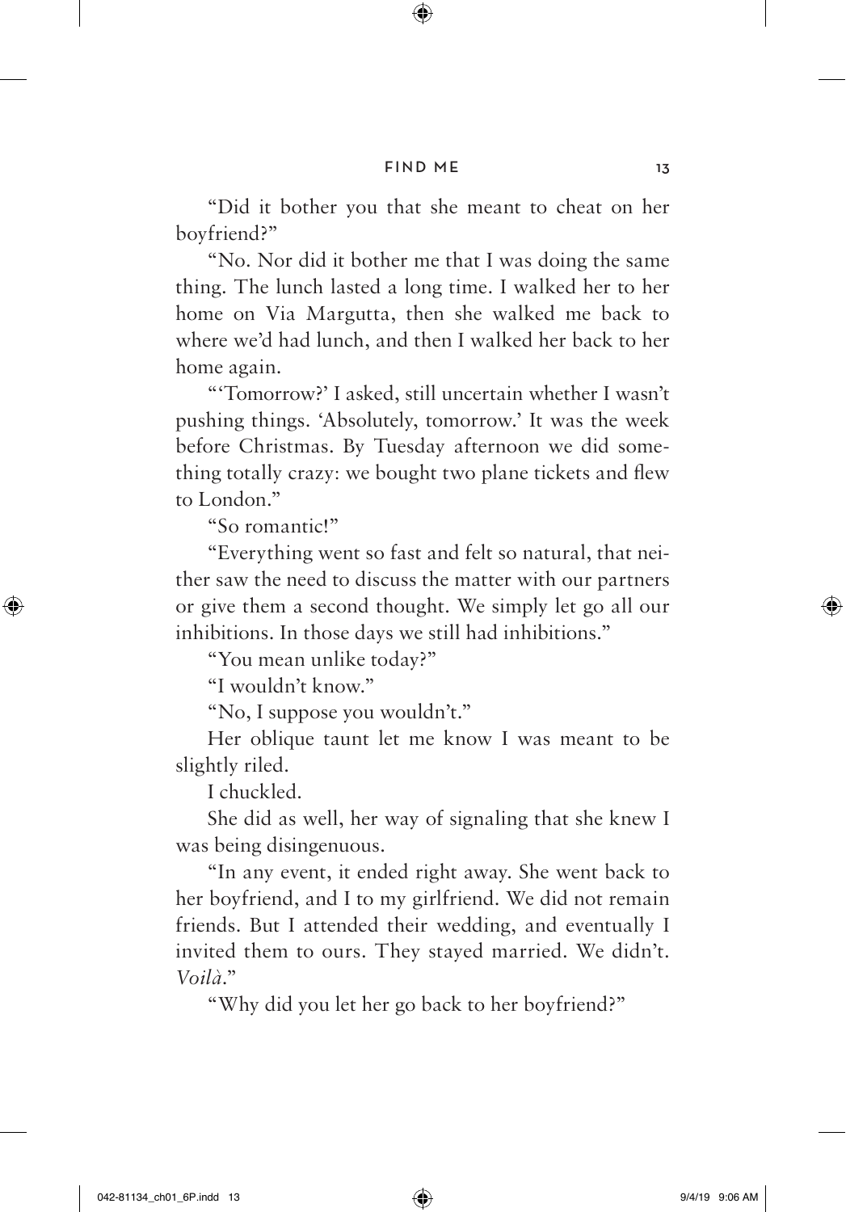"Did it bother you that she meant to cheat on her boyfriend?"

"No. Nor did it bother me that I was doing the same thing. The lunch lasted a long time. I walked her to her home on Via Margutta, then she walked me back to where we'd had lunch, and then I walked her back to her home again.

"'Tomorrow?' I asked, still uncertain whether I wasn't pushing things. 'Absolutely, tomorrow.' It was the week before Christmas. By Tuesday afternoon we did something totally crazy: we bought two plane tickets and flew to London."

"So romantic!"

"Everything went so fast and felt so natural, that neither saw the need to discuss the matter with our partners or give them a second thought. We simply let go all our inhibitions. In those days we still had inhibitions."

"You mean unlike today?"

"I wouldn't know."

"No, I suppose you wouldn't."

Her oblique taunt let me know I was meant to be slightly riled.

I chuckled.

She did as well, her way of signaling that she knew I was being disingenuous.

"In any event, it ended right away. She went back to her boyfriend, and I to my girlfriend. We did not remain friends. But I attended their wedding, and eventually I invited them to ours. They stayed married. We didn't. *Voilà*."

"Why did you let her go back to her boyfriend?"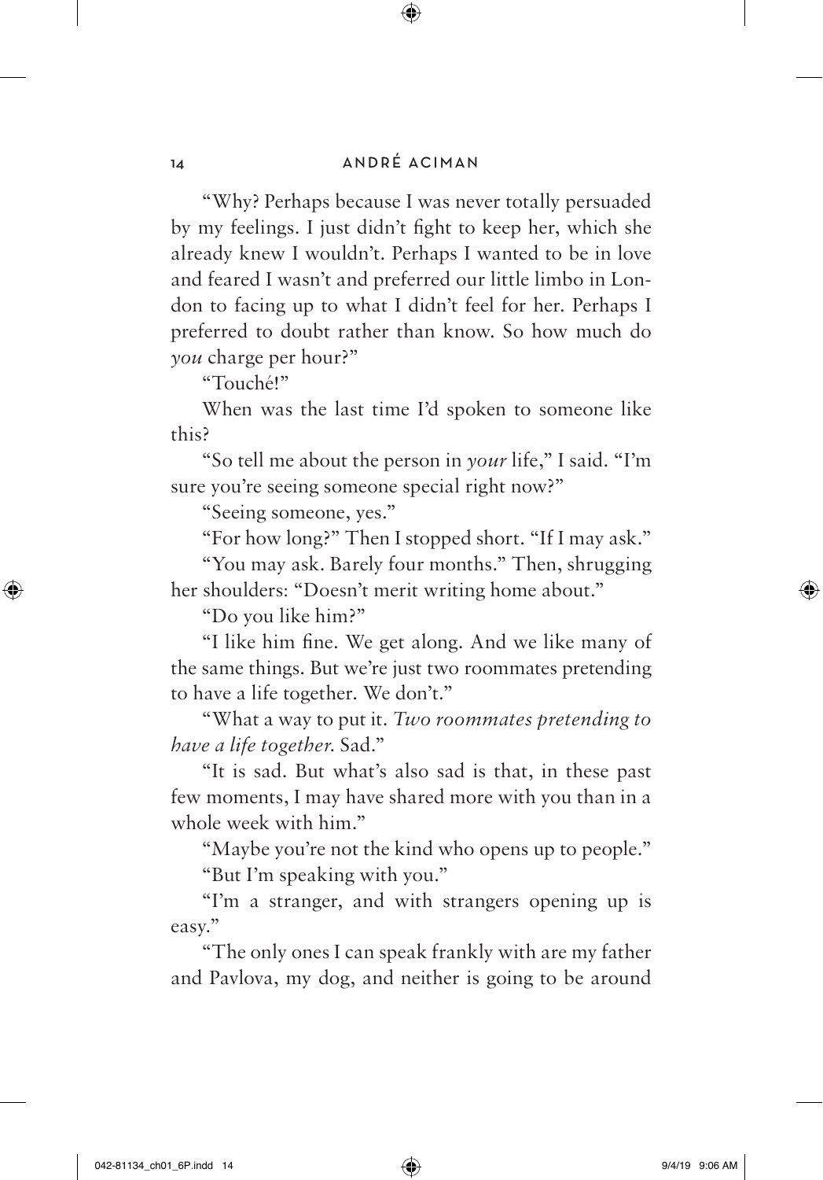"Why? Perhaps because I was never totally persuaded by my feelings. I just didn't fight to keep her, which she already knew I wouldn't. Perhaps I wanted to be in love and feared I wasn't and preferred our little limbo in London to facing up to what I didn't feel for her. Perhaps I preferred to doubt rather than know. So how much do *you* charge per hour?"

"Touché!"

When was the last time I'd spoken to someone like this?

"So tell me about the person in *your* life," I said. "I'm sure you're seeing someone special right now?"

"Seeing someone, yes."

"For how long?" Then I stopped short. "If I may ask."

"You may ask. Barely four months." Then, shrugging her shoulders: "Doesn't merit writing home about."

"Do you like him?"

"I like him fine. We get along. And we like many of the same things. But we're just two roommates pretending to have a life together. We don't."

"What a way to put it. *Two roommates pretending to have a life together.* Sad."

"It is sad. But what's also sad is that, in these past few moments, I may have shared more with you than in a whole week with him."

"Maybe you're not the kind who opens up to people."

"But I'm speaking with you."

"I'm a stranger, and with strangers opening up is easy."

"The only ones I can speak frankly with are my father and Pavlova, my dog, and neither is going to be around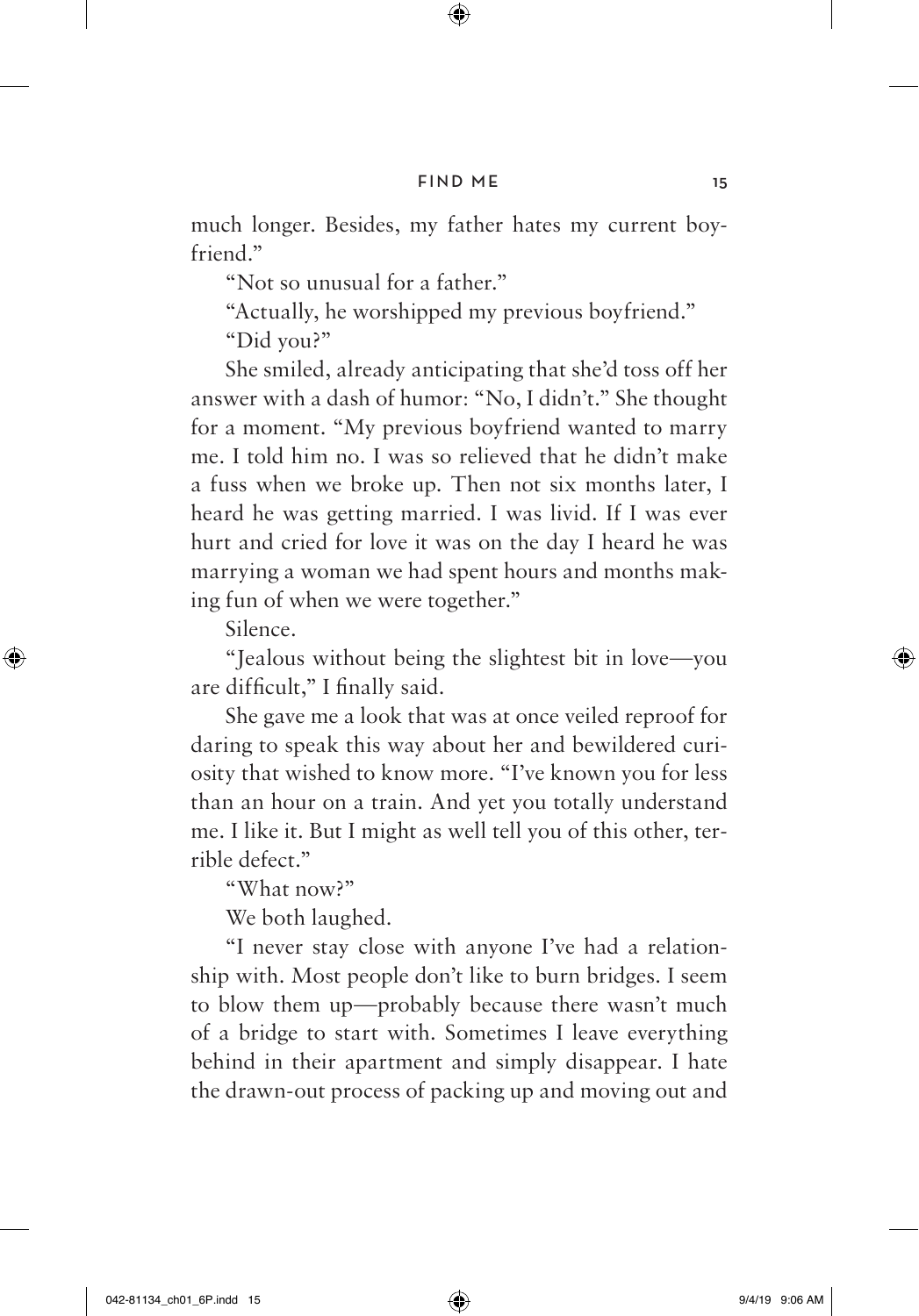much longer. Besides, my father hates my current boyfriend."

"Not so unusual for a father."

"Actually, he worshipped my previous boyfriend."

"Did you?"

She smiled, already anticipating that she'd toss off her answer with a dash of humor: "No, I didn't." She thought for a moment. "My previous boyfriend wanted to marry me. I told him no. I was so relieved that he didn't make a fuss when we broke up. Then not six months later, I heard he was getting married. I was livid. If I was ever hurt and cried for love it was on the day I heard he was marrying a woman we had spent hours and months making fun of when we were together."

Silence.

"Jealous without being the slightest bit in love—you are difficult," I finally said.

She gave me a look that was at once veiled reproof for daring to speak this way about her and bewildered curiosity that wished to know more. "I've known you for less than an hour on a train. And yet you totally understand me. I like it. But I might as well tell you of this other, terrible defect."

"What now?"

We both laughed.

"I never stay close with anyone I've had a relationship with. Most people don't like to burn bridges. I seem to blow them up—probably because there wasn't much of a bridge to start with. Sometimes I leave everything behind in their apartment and simply disappear. I hate the drawn-out process of packing up and moving out and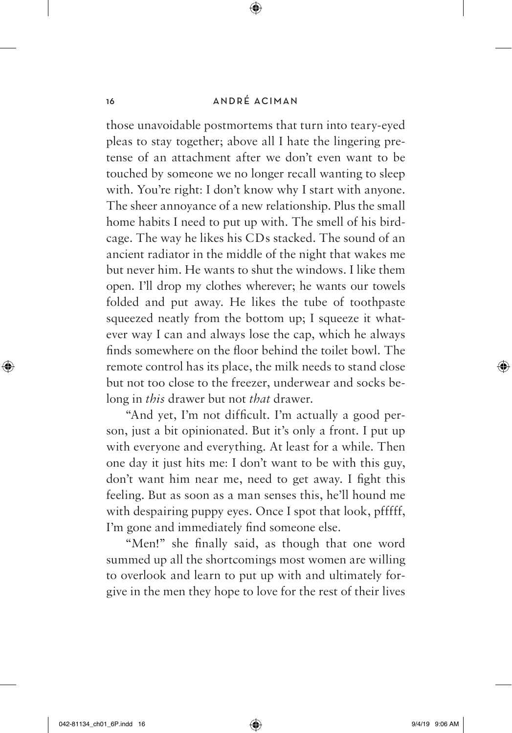those unavoidable postmortems that turn into teary-eyed pleas to stay together; above all I hate the lingering pretense of an attachment after we don't even want to be touched by someone we no longer recall wanting to sleep with. You're right: I don't know why I start with anyone. The sheer annoyance of a new relationship. Plus the small home habits I need to put up with. The smell of his birdcage. The way he likes his CDs stacked. The sound of an ancient radiator in the middle of the night that wakes me but never him. He wants to shut the windows. I like them open. I'll drop my clothes wherever; he wants our towels folded and put away. He likes the tube of toothpaste squeezed neatly from the bottom up; I squeeze it whatever way I can and always lose the cap, which he always finds somewhere on the floor behind the toilet bowl. The remote control has its place, the milk needs to stand close but not too close to the freezer, underwear and socks belong in *this* drawer but not *that* drawer.

"And yet, I'm not difficult. I'm actually a good person, just a bit opinionated. But it's only a front. I put up with everyone and everything. At least for a while. Then one day it just hits me: I don't want to be with this guy, don't want him near me, need to get away. I fight this feeling. But as soon as a man senses this, he'll hound me with despairing puppy eyes. Once I spot that look, pfffff, I'm gone and immediately find someone else.

"Men!" she finally said, as though that one word summed up all the shortcomings most women are willing to overlook and learn to put up with and ultimately forgive in the men they hope to love for the rest of their lives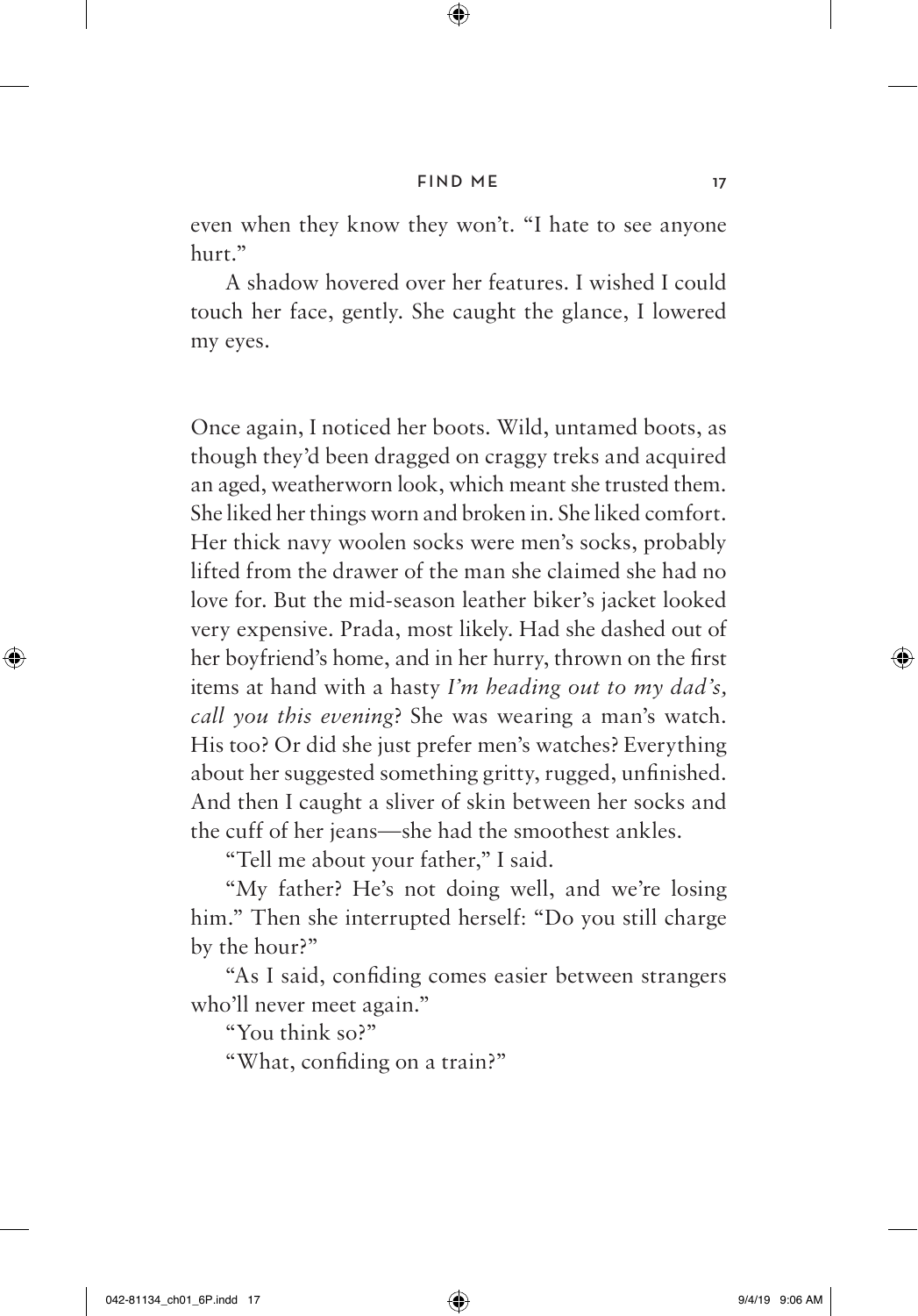even when they know they won't. "I hate to see anyone hurt."

A shadow hovered over her features. I wished I could touch her face, gently. She caught the glance, I lowered my eyes.

Once again, I noticed her boots. Wild, untamed boots, as though they'd been dragged on craggy treks and acquired an aged, weatherworn look, which meant she trusted them. She liked her things worn and broken in. She liked comfort. Her thick navy woolen socks were men's socks, probably lifted from the drawer of the man she claimed she had no love for. But the mid-season leather biker's jacket looked very expensive. Prada, most likely. Had she dashed out of her boyfriend's home, and in her hurry, thrown on the first items at hand with a hasty *I'm heading out to my dad's, call you this evening*? She was wearing a man's watch. His too? Or did she just prefer men's watches? Everything about her suggested something gritty, rugged, unfinished. And then I caught a sliver of skin between her socks and the cuff of her jeans—she had the smoothest ankles.

"Tell me about your father," I said.

"My father? He's not doing well, and we're losing him." Then she interrupted herself: "Do you still charge by the hour?"

"As I said, confiding comes easier between strangers who'll never meet again."

"You think so?"

"What, confiding on a train?"